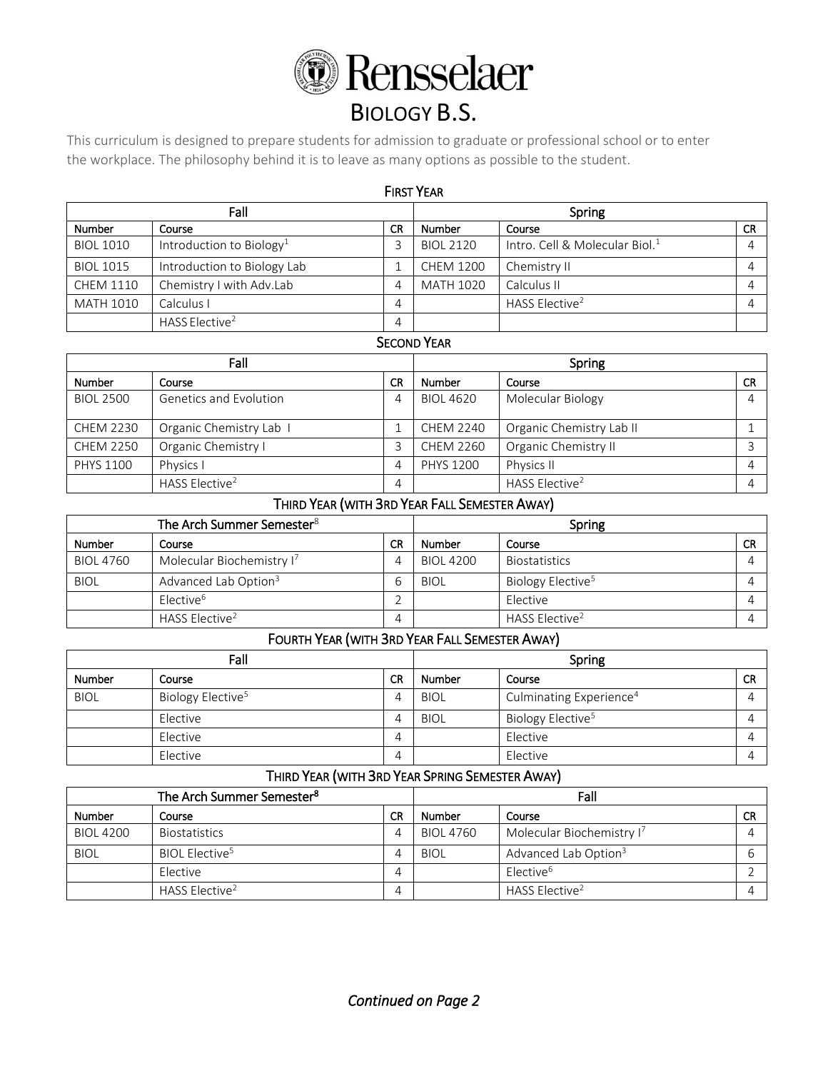# Rensselaer

# BIOLOGY B.S.

This curriculum is designed to prepare students for admission to graduate or professional school or to enter the workplace. The philosophy behind it is to leave as many options as possible to the student.

## FIRST YEAR

| Fall | | | Spring | | |
|---|---|---|---|---|---|
| Number | Course | CR | Number | Course | CR |
| BIOL 1010 | Introduction to Biology[1] | 3 | BIOL 2120 | Intro. Cell & Molecular Biol.[1] | 4 |
| BIOL 1015 | Introduction to Biology Lab | 1 | CHEM 1200 | Chemistry II | 4 |
| CHEM 1110 | Chemistry I with Adv.Lab | 4 | MATH 1020 | Calculus II | 4 |
| MATH 1010 | Calculus I | 4 | | HASS Elective[2] | 4 |
| | HASS Elective[2] | 4 | | | |

## SECOND YEAR

| Fall | | | Spring | | |
|---|---|---|---|---|---|
| Number | Course | CR | Number | Course | CR |
| BIOL 2500 | Genetics and Evolution | 4 | BIOL 4620 | Molecular Biology | 4 |
| CHEM 2230 | Organic Chemistry Lab I | 1 | CHEM 2240 | Organic Chemistry Lab II | 1 |
| CHEM 2250 | Organic Chemistry I | 3 | CHEM 2260 | Organic Chemistry II | 3 |
| PHYS 1100 | Physics I | 4 | PHYS 1200 | Physics II | 4 |
| | HASS Elective[2] | 4 | | HASS Elective[2] | 4 |

## THIRD YEAR (WITH 3RD YEAR FALL SEMESTER AWAY)

| The Arch Summer Semester[8] | | | Spring | | |
|---|---|---|---|---|---|
| Number | Course | CR | Number | Course | CR |
| BIOL 4760 | Molecular Biochemistry I[7] | 4 | BIOL 4200 | Biostatistics | 4 |
| BIOL | Advanced Lab Option[3] | 6 | BIOL | Biology Elective[5] | 4 |
| | Elective[6] | 2 | | Elective | 4 |
| | HASS Elective[2] | 4 | | HASS Elective[2] | 4 |

## FOURTH YEAR (WITH 3RD YEAR FALL SEMESTER AWAY)

| Fall | | | Spring | | |
|---|---|---|---|---|---|
| Number | Course | CR | Number | Course | CR |
| BIOL | Biology Elective[5] | 4 | BIOL | Culminating Experience[4] | 4 |
| | Elective | 4 | BIOL | Biology Elective[5] | 4 |
| | Elective | 4 | | Elective | 4 |
| | Elective | 4 | | Elective | 4 |

## THIRD YEAR (WITH 3RD YEAR SPRING SEMESTER AWAY)

| The Arch Summer Semester[8] | | | Fall | | |
|---|---|---|---|---|---|
| Number | Course | CR | Number | Course | CR |
| BIOL 4200 | Biostatistics | 4 | BIOL 4760 | Molecular Biochemistry I[7] | 4 |
| BIOL | BIOL Elective[5] | 4 | BIOL | Advanced Lab Option[3] | 6 |
| | Elective | 4 | | Elective[6] | 2 |
| | HASS Elective[2] | 4 | | HASS Elective[2] | 4 |

*Continued on Page 2*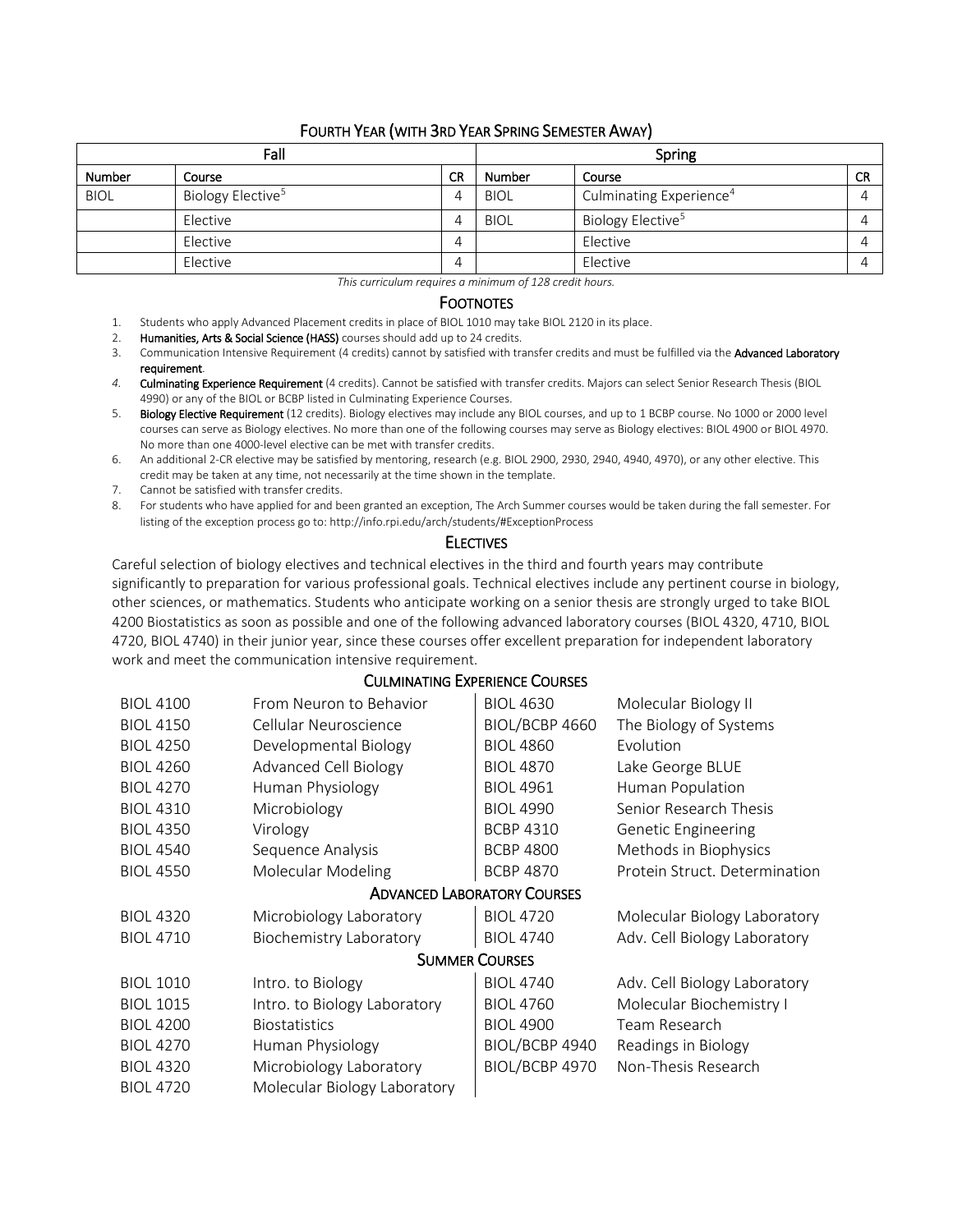## Fourth Year (with 3rd Year Spring Semester Away)

| Fall | | | Spring | | |
|---|---|---|---|---|---|
| Number | Course | CR | Number | Course | CR |
| BIOL | Biology Elective[5] | 4 | BIOL | Culminating Experience[4] | 4 |
| | Elective | 4 | BIOL | Biology Elective[5] | 4 |
| | Elective | 4 | | Elective | 4 |
| | Elective | 4 | | Elective | 4 |

*This curriculum requires a minimum of 128 credit hours.*

## Footnotes

1. Students who apply Advanced Placement credits in place of BIOL 1010 may take BIOL 2120 in its place.
2. **Humanities, Arts & Social Science (HASS)** courses should add up to 24 credits.
3. Communication Intensive Requirement (4 credits) cannot by satisfied with transfer credits and must be fulfilled via the **Advanced Laboratory requirement**.
4. **Culminating Experience Requirement** (4 credits). Cannot be satisfied with transfer credits. Majors can select Senior Research Thesis (BIOL 4990) or any of the BIOL or BCBP listed in Culminating Experience Courses.
5. **Biology Elective Requirement** (12 credits). Biology electives may include any BIOL courses, and up to 1 BCBP course. No 1000 or 2000 level courses can serve as Biology electives. No more than one of the following courses may serve as Biology electives: BIOL 4900 or BIOL 4970. No more than one 4000-level elective can be met with transfer credits.
6. An additional 2-CR elective may be satisfied by mentoring, research (e.g. BIOL 2900, 2930, 2940, 4940, 4970), or any other elective. This credit may be taken at any time, not necessarily at the time shown in the template.
7. Cannot be satisfied with transfer credits.
8. For students who have applied for and been granted an exception, The Arch Summer courses would be taken during the fall semester. For listing of the exception process go to: http://info.rpi.edu/arch/students/#ExceptionProcess

## Electives

Careful selection of biology electives and technical electives in the third and fourth years may contribute significantly to preparation for various professional goals. Technical electives include any pertinent course in biology, other sciences, or mathematics. Students who anticipate working on a senior thesis are strongly urged to take BIOL 4200 Biostatistics as soon as possible and one of the following advanced laboratory courses (BIOL 4320, 4710, BIOL 4720, BIOL 4740) in their junior year, since these courses offer excellent preparation for independent laboratory work and meet the communication intensive requirement.

### Culminating Experience Courses

| | | | |
|---|---|---|---|
| BIOL 4100 | From Neuron to Behavior | BIOL 4630 | Molecular Biology II |
| BIOL 4150 | Cellular Neuroscience | BIOL/BCBP 4660 | The Biology of Systems |
| BIOL 4250 | Developmental Biology | BIOL 4860 | Evolution |
| BIOL 4260 | Advanced Cell Biology | BIOL 4870 | Lake George BLUE |
| BIOL 4270 | Human Physiology | BIOL 4961 | Human Population |
| BIOL 4310 | Microbiology | BIOL 4990 | Senior Research Thesis |
| BIOL 4350 | Virology | BCBP 4310 | Genetic Engineering |
| BIOL 4540 | Sequence Analysis | BCBP 4800 | Methods in Biophysics |
| BIOL 4550 | Molecular Modeling | BCBP 4870 | Protein Struct. Determination |

### Advanced Laboratory Courses

| | | | |
|---|---|---|---|
| BIOL 4320 | Microbiology Laboratory | BIOL 4720 | Molecular Biology Laboratory |
| BIOL 4710 | Biochemistry Laboratory | BIOL 4740 | Adv. Cell Biology Laboratory |

### Summer Courses

| | | | |
|---|---|---|---|
| BIOL 1010 | Intro. to Biology | BIOL 4740 | Adv. Cell Biology Laboratory |
| BIOL 1015 | Intro. to Biology Laboratory | BIOL 4760 | Molecular Biochemistry I |
| BIOL 4200 | Biostatistics | BIOL 4900 | Team Research |
| BIOL 4270 | Human Physiology | BIOL/BCBP 4940 | Readings in Biology |
| BIOL 4320 | Microbiology Laboratory | BIOL/BCBP 4970 | Non-Thesis Research |
| BIOL 4720 | Molecular Biology Laboratory | | |